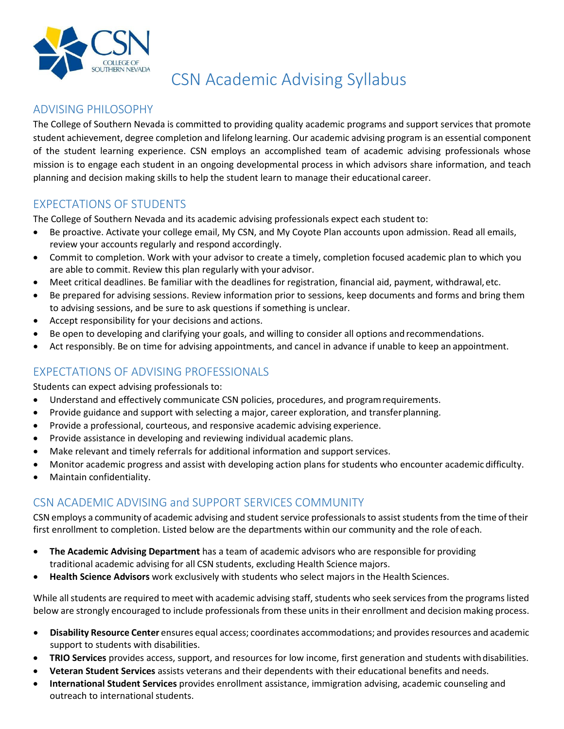# CSN Academic Advising Syllabus

## ADVISING PHILOSOPHY

The College of Southern Nevada is committed to providing quality academic programs and support services that promote student achievement, degree completion and lifelong learning. Our academic advising program is an essential component of the student learning experience. CSN employs an accomplished team of academic advising professionals whose mission is to engage each student in an ongoing developmental process in which advisors share information, and teach planning and decision making skills to help the student learn to manage their educational career.

## EXPECTATIONS OF STUDENTS

The College of Southern Nevada and its academic advising professionals expect each student to:

- Be proactive. Activate your college email, My CSN, and My Coyote Plan accounts upon admission. Read all emails, review your accounts regularly and respond accordingly.
- Commit to completion. Work with your advisor to create a timely, completion focused academic plan to which you are able to commit. Review this plan regularly with your advisor.
- Meet critical deadlines. Be familiar with the deadlines for registration, financial aid, payment, withdrawal, etc.
- Be prepared for advising sessions. Review information prior to sessions, keep documents and forms and bring them to advising sessions, and be sure to ask questions if something is unclear.
- Accept responsibility for your decisions and actions.
- Be open to developing and clarifying your goals, and willing to consider all options and recommendations.
- Act responsibly. Be on time for advising appointments, and cancel in advance if unable to keep an appointment.

## EXPECTATIONS OF ADVISING PROFESSIONALS

Students can expect advising professionals to:

- Understand and effectively communicate CSN policies, procedures, and program requirements.
- Provide guidance and support with selecting a major, career exploration, and transfer planning.
- Provide a professional, courteous, and responsive academic advising experience.
- Provide assistance in developing and reviewing individual academic plans.
- Make relevant and timely referrals for additional information and support services.
- Monitor academic progress and assist with developing action plans for students who encounter academic difficulty.
- Maintain confidentiality.

## CSN ACADEMIC ADVISING and SUPPORT SERVICES COMMUNITY

CSN employs a community of academic advising and student service professionals to assist students from the time of their first enrollment to completion. Listed below are the departments within our community and the role of each.

- **The Academic Advising Department** has a team of academic advisors who are responsible for providing traditional academic advising for all CSN students, excluding Health Science majors.
- **Health Science Advisors** work exclusively with students who select majors in the Health Sciences.

While all students are required to meet with academic advising staff, students who seek services from the programs listed below are strongly encouraged to include professionals from these units in their enrollment and decision making process.

- **Disability Resource Center** ensures equal access; coordinates accommodations; and provides resources and academic support to students with disabilities.
- **TRIO Services** provides access, support, and resources for low income, first generation and students with disabilities.
- **Veteran Student Services** assists veterans and their dependents with their educational benefits and needs.
- **International Student Services** provides enrollment assistance, immigration advising, academic counseling and outreach to international students.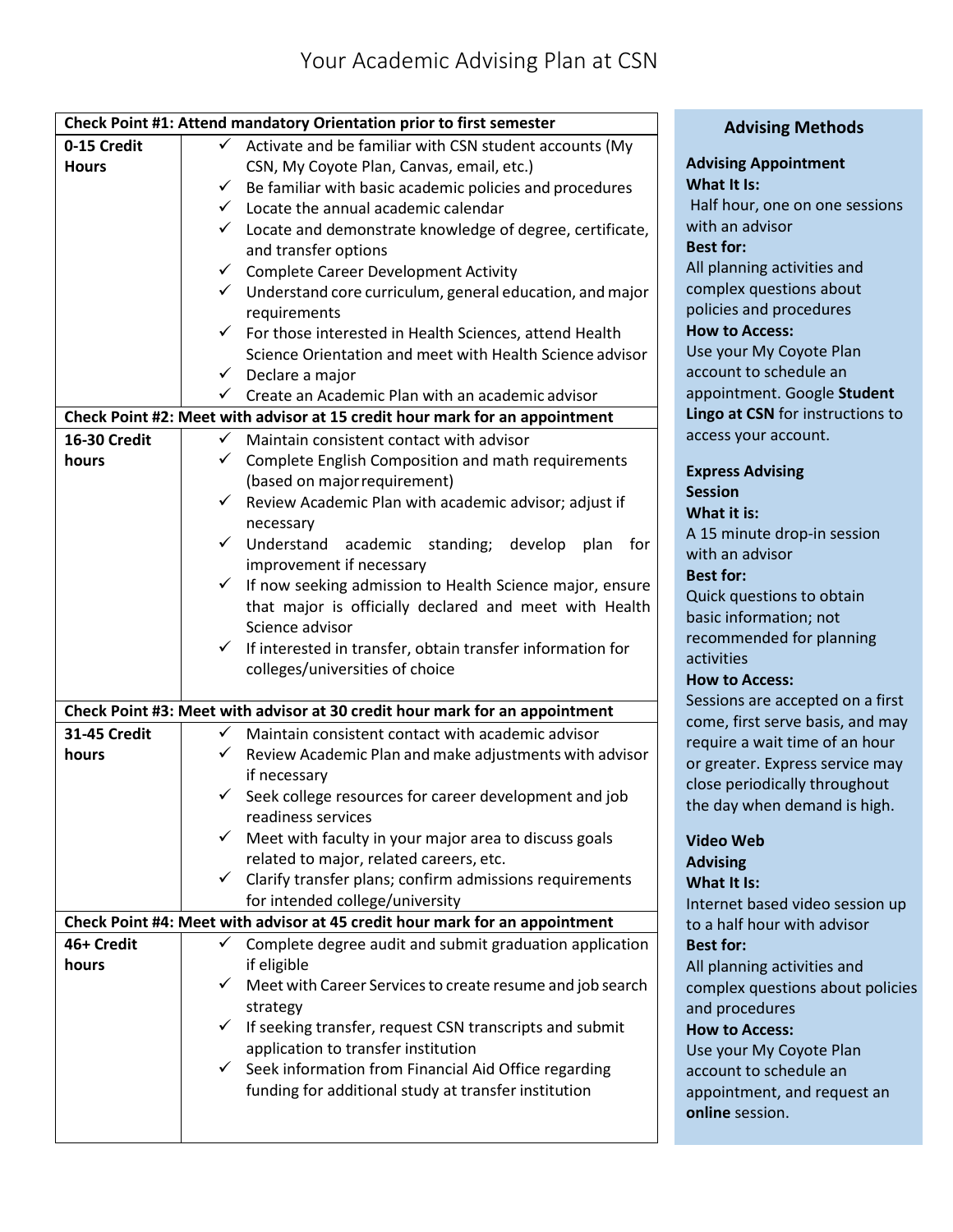# Your Academic Advising Plan at CSN

| | |
|---|---|
| **Check Point #1: Attend mandatory Orientation prior to first semester** | |
| **0-15 Credit Hours** | ✓ Activate and be familiar with CSN student accounts (My CSN, My Coyote Plan, Canvas, email, etc.)<br>✓ Be familiar with basic academic policies and procedures<br>✓ Locate the annual academic calendar<br>✓ Locate and demonstrate knowledge of degree, certificate, and transfer options<br>✓ Complete Career Development Activity<br>✓ Understand core curriculum, general education, and major requirements<br>✓ For those interested in Health Sciences, attend Health Science Orientation and meet with Health Science advisor<br>✓ Declare a major<br>✓ Create an Academic Plan with an academic advisor |
| **Check Point #2: Meet with advisor at 15 credit hour mark for an appointment** | |
| **16-30 Credit hours** | ✓ Maintain consistent contact with advisor<br>✓ Complete English Composition and math requirements (based on major requirement)<br>✓ Review Academic Plan with academic advisor; adjust if necessary<br>✓ Understand academic standing; develop plan for improvement if necessary<br>✓ If now seeking admission to Health Science major, ensure that major is officially declared and meet with Health Science advisor<br>✓ If interested in transfer, obtain transfer information for colleges/universities of choice |
| **Check Point #3: Meet with advisor at 30 credit hour mark for an appointment** | |
| **31-45 Credit hours** | ✓ Maintain consistent contact with academic advisor<br>✓ Review Academic Plan and make adjustments with advisor if necessary<br>✓ Seek college resources for career development and job readiness services<br>✓ Meet with faculty in your major area to discuss goals related to major, related careers, etc.<br>✓ Clarify transfer plans; confirm admissions requirements for intended college/university |
| **Check Point #4: Meet with advisor at 45 credit hour mark for an appointment** | |
| **46+ Credit hours** | ✓ Complete degree audit and submit graduation application if eligible<br>✓ Meet with Career Services to create resume and job search strategy<br>✓ If seeking transfer, request CSN transcripts and submit application to transfer institution<br>✓ Seek information from Financial Aid Office regarding funding for additional study at transfer institution |

## Advising Methods

**Advising Appointment**

**What It Is:**
Half hour, one on one sessions with an advisor

**Best for:**
All planning activities and complex questions about policies and procedures

**How to Access:**
Use your My Coyote Plan account to schedule an appointment. Google **Student Lingo at CSN** for instructions to access your account.

**Express Advising Session**

**What it is:**
A 15 minute drop-in session with an advisor

**Best for:**
Quick questions to obtain basic information; not recommended for planning activities

**How to Access:**
Sessions are accepted on a first come, first serve basis, and may require a wait time of an hour or greater. Express service may close periodically throughout the day when demand is high.

**Video Web Advising**

**What It Is:**
Internet based video session up to a half hour with advisor

**Best for:**
All planning activities and complex questions about policies and procedures

**How to Access:**
Use your My Coyote Plan account to schedule an appointment, and request an **online** session.